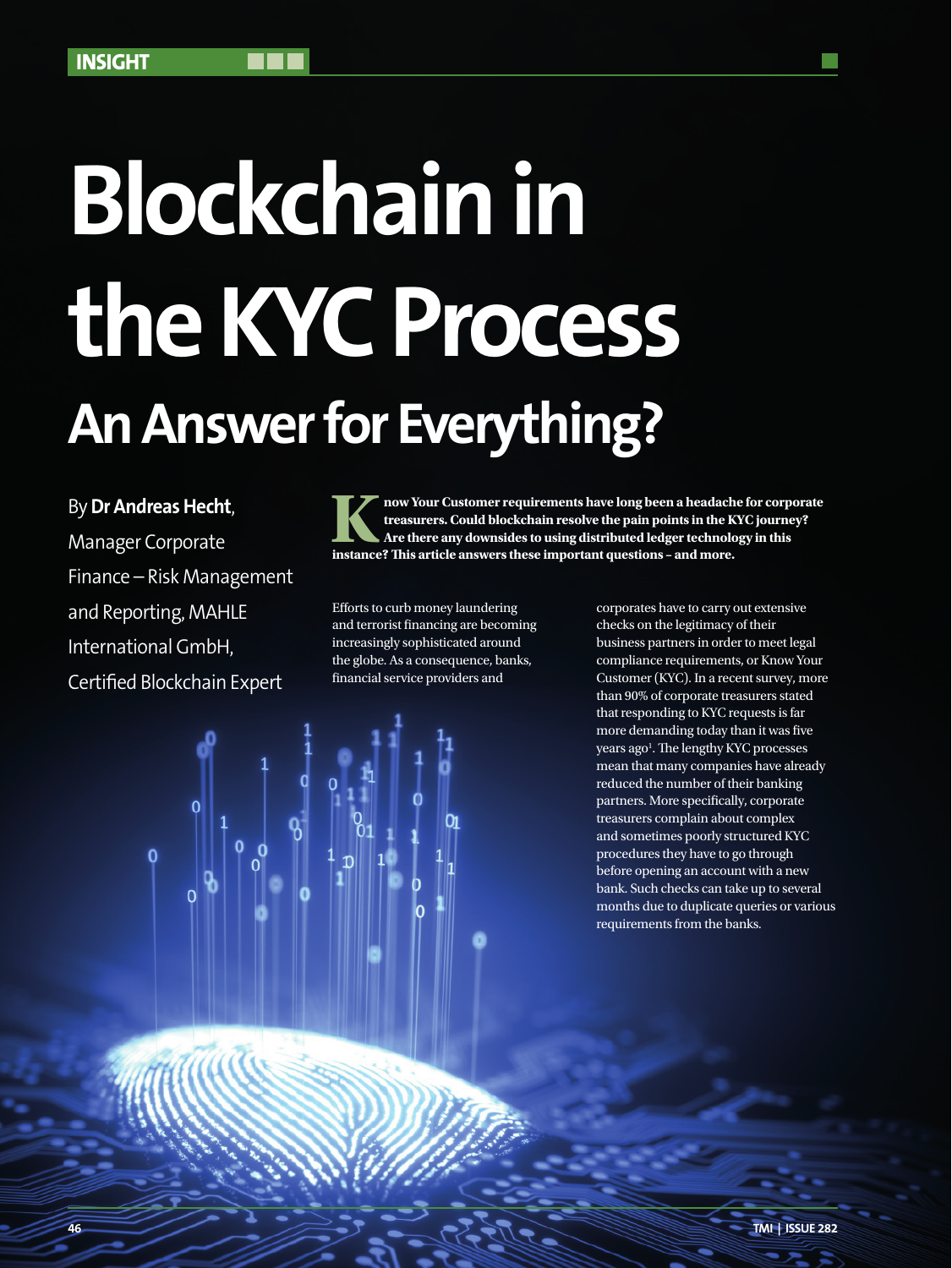INSIGHT

# Blockchain in the KYC Process

## An Answer for Everything?

By **Dr Andreas Hecht**, Manager Corporate Finance – Risk Management and Reporting, MAHLE International GmbH, Certified Blockchain Expert

**Know Your Customer requirements have long been a headache for corporate treasurers. Could blockchain resolve the pain points in the KYC journey? Are there any downsides to using distributed ledger technology in this instance? This article answers these important questions – and more.**

Efforts to curb money laundering and terrorist financing are becoming increasingly sophisticated around the globe. As a consequence, banks, financial service providers and corporates have to carry out extensive checks on the legitimacy of their business partners in order to meet legal compliance requirements, or Know Your Customer (KYC). In a recent survey, more than 90% of corporate treasurers stated that responding to KYC requests is far more demanding today than it was five years ago[1]. The lengthy KYC processes mean that many companies have already reduced the number of their banking partners. More specifically, corporate treasurers complain about complex and sometimes poorly structured KYC procedures they have to go through before opening an account with a new bank. Such checks can take up to several months due to duplicate queries or various requirements from the banks.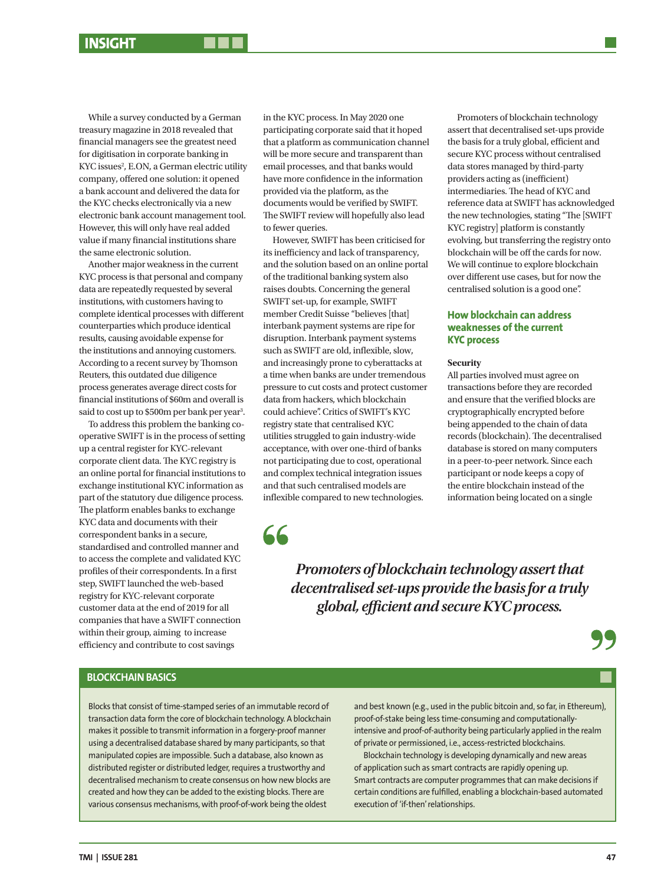While a survey conducted by a German treasury magazine in 2018 revealed that financial managers see the greatest need for digitisation in corporate banking in KYC issues[2], E.ON, a German electric utility company, offered one solution: it opened a bank account and delivered the data for the KYC checks electronically via a new electronic bank account management tool. However, this will only have real added value if many financial institutions share the same electronic solution.

Another major weakness in the current KYC process is that personal and company data are repeatedly requested by several institutions, with customers having to complete identical processes with different counterparties which produce identical results, causing avoidable expense for the institutions and annoying customers. According to a recent survey by Thomson Reuters, this outdated due diligence process generates average direct costs for financial institutions of $60m and overall is said to cost up to $500m per bank per year[3].

To address this problem the banking co-operative SWIFT is in the process of setting up a central register for KYC-relevant corporate client data. The KYC registry is an online portal for financial institutions to exchange institutional KYC information as part of the statutory due diligence process. The platform enables banks to exchange KYC data and documents with their correspondent banks in a secure, standardised and controlled manner and to access the complete and validated KYC profiles of their correspondents. In a first step, SWIFT launched the web-based registry for KYC-relevant corporate customer data at the end of 2019 for all companies that have a SWIFT connection within their group, aiming to increase efficiency and contribute to cost savings in the KYC process. In May 2020 one participating corporate said that it hoped that a platform as communication channel will be more secure and transparent than email processes, and that banks would have more confidence in the information provided via the platform, as the documents would be verified by SWIFT. The SWIFT review will hopefully also lead to fewer queries.

However, SWIFT has been criticised for its inefficiency and lack of transparency, and the solution based on an online portal of the traditional banking system also raises doubts. Concerning the general SWIFT set-up, for example, SWIFT member Credit Suisse "believes [that] interbank payment systems are ripe for disruption. Interbank payment systems such as SWIFT are old, inflexible, slow, and increasingly prone to cyberattacks at a time when banks are under tremendous pressure to cut costs and protect customer data from hackers, which blockchain could achieve". Critics of SWIFT's KYC registry state that centralised KYC utilities struggled to gain industry-wide acceptance, with over one-third of banks not participating due to cost, operational and complex technical integration issues and that such centralised models are inflexible compared to new technologies.

Promoters of blockchain technology assert that decentralised set-ups provide the basis for a truly global, efficient and secure KYC process without centralised data stores managed by third-party providers acting as (inefficient) intermediaries. The head of KYC and reference data at SWIFT has acknowledged the new technologies, stating "The [SWIFT KYC registry] platform is constantly evolving, but transferring the registry onto blockchain will be off the cards for now. We will continue to explore blockchain over different use cases, but for now the centralised solution is a good one".

## How blockchain can address weaknesses of the current KYC process

**Security**

All parties involved must agree on transactions before they are recorded and ensure that the verified blocks are cryptographically encrypted before being appended to the chain of data records (blockchain). The decentralised database is stored on many computers in a peer-to-peer network. Since each participant or node keeps a copy of the entire blockchain instead of the information being located on a single

> *Promoters of blockchain technology assert that decentralised set-ups provide the basis for a truly global, efficient and secure KYC process.*

## BLOCKCHAIN BASICS

Blocks that consist of time-stamped series of an immutable record of transaction data form the core of blockchain technology. A blockchain makes it possible to transmit information in a forgery-proof manner using a decentralised database shared by many participants, so that manipulated copies are impossible. Such a database, also known as distributed register or distributed ledger, requires a trustworthy and decentralised mechanism to create consensus on how new blocks are created and how they can be added to the existing blocks. There are various consensus mechanisms, with proof-of-work being the oldest and best known (e.g., used in the public bitcoin and, so far, in Ethereum), proof-of-stake being less time-consuming and computationally-intensive and proof-of-authority being particularly applied in the realm of private or permissioned, i.e., access-restricted blockchains.

Blockchain technology is developing dynamically and new areas of application such as smart contracts are rapidly opening up. Smart contracts are computer programmes that can make decisions if certain conditions are fulfilled, enabling a blockchain-based automated execution of 'if-then' relationships.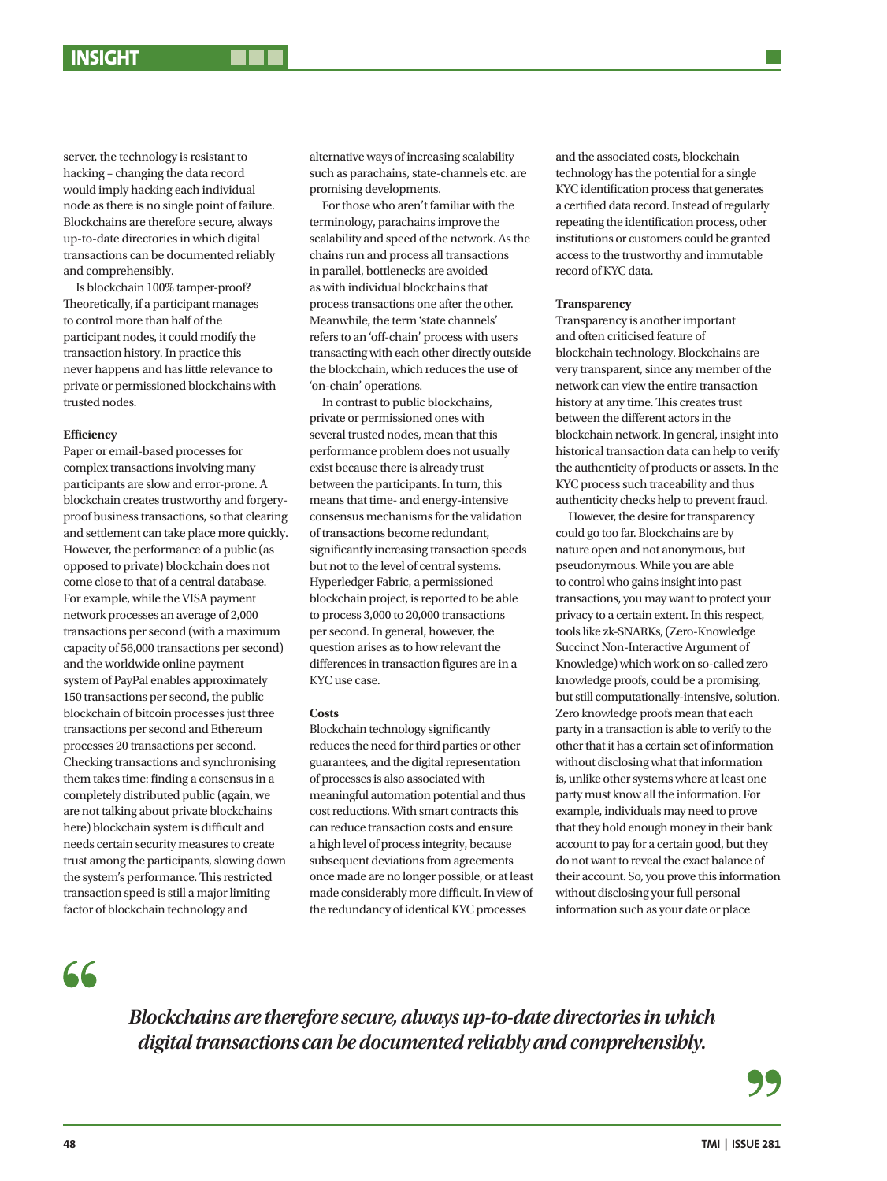server, the technology is resistant to hacking – changing the data record would imply hacking each individual node as there is no single point of failure. Blockchains are therefore secure, always up-to-date directories in which digital transactions can be documented reliably and comprehensibly.

Is blockchain 100% tamper-proof? Theoretically, if a participant manages to control more than half of the participant nodes, it could modify the transaction history. In practice this never happens and has little relevance to private or permissioned blockchains with trusted nodes.

**Efficiency**

Paper or email-based processes for complex transactions involving many participants are slow and error-prone. A blockchain creates trustworthy and forgery-proof business transactions, so that clearing and settlement can take place more quickly. However, the performance of a public (as opposed to private) blockchain does not come close to that of a central database. For example, while the VISA payment network processes an average of 2,000 transactions per second (with a maximum capacity of 56,000 transactions per second) and the worldwide online payment system of PayPal enables approximately 150 transactions per second, the public blockchain of bitcoin processes just three transactions per second and Ethereum processes 20 transactions per second. Checking transactions and synchronising them takes time: finding a consensus in a completely distributed public (again, we are not talking about private blockchains here) blockchain system is difficult and needs certain security measures to create trust among the participants, slowing down the system's performance. This restricted transaction speed is still a major limiting factor of blockchain technology and alternative ways of increasing scalability such as parachains, state-channels etc. are promising developments.

For those who aren't familiar with the terminology, parachains improve the scalability and speed of the network. As the chains run and process all transactions in parallel, bottlenecks are avoided as with individual blockchains that process transactions one after the other. Meanwhile, the term 'state channels' refers to an 'off-chain' process with users transacting with each other directly outside the blockchain, which reduces the use of 'on-chain' operations.

In contrast to public blockchains, private or permissioned ones with several trusted nodes, mean that this performance problem does not usually exist because there is already trust between the participants. In turn, this means that time- and energy-intensive consensus mechanisms for the validation of transactions become redundant, significantly increasing transaction speeds but not to the level of central systems. Hyperledger Fabric, a permissioned blockchain project, is reported to be able to process 3,000 to 20,000 transactions per second. In general, however, the question arises as to how relevant the differences in transaction figures are in a KYC use case.

**Costs**

Blockchain technology significantly reduces the need for third parties or other guarantees, and the digital representation of processes is also associated with meaningful automation potential and thus cost reductions. With smart contracts this can reduce transaction costs and ensure a high level of process integrity, because subsequent deviations from agreements once made are no longer possible, or at least made considerably more difficult. In view of the redundancy of identical KYC processes and the associated costs, blockchain technology has the potential for a single KYC identification process that generates a certified data record. Instead of regularly repeating the identification process, other institutions or customers could be granted access to the trustworthy and immutable record of KYC data.

**Transparency**

Transparency is another important and often criticised feature of blockchain technology. Blockchains are very transparent, since any member of the network can view the entire transaction history at any time. This creates trust between the different actors in the blockchain network. In general, insight into historical transaction data can help to verify the authenticity of products or assets. In the KYC process such traceability and thus authenticity checks help to prevent fraud.

However, the desire for transparency could go too far. Blockchains are by nature open and not anonymous, but pseudonymous. While you are able to control who gains insight into past transactions, you may want to protect your privacy to a certain extent. In this respect, tools like zk-SNARKs, (Zero-Knowledge Succinct Non-Interactive Argument of Knowledge) which work on so-called zero knowledge proofs, could be a promising, but still computationally-intensive, solution. Zero knowledge proofs mean that each party in a transaction is able to verify to the other that it has a certain set of information without disclosing what that information is, unlike other systems where at least one party must know all the information. For example, individuals may need to prove that they hold enough money in their bank account to pay for a certain good, but they do not want to reveal the exact balance of their account. So, you prove this information without disclosing your full personal information such as your date or place

> ***Blockchains are therefore secure, always up-to-date directories in which digital transactions can be documented reliably and comprehensibly.***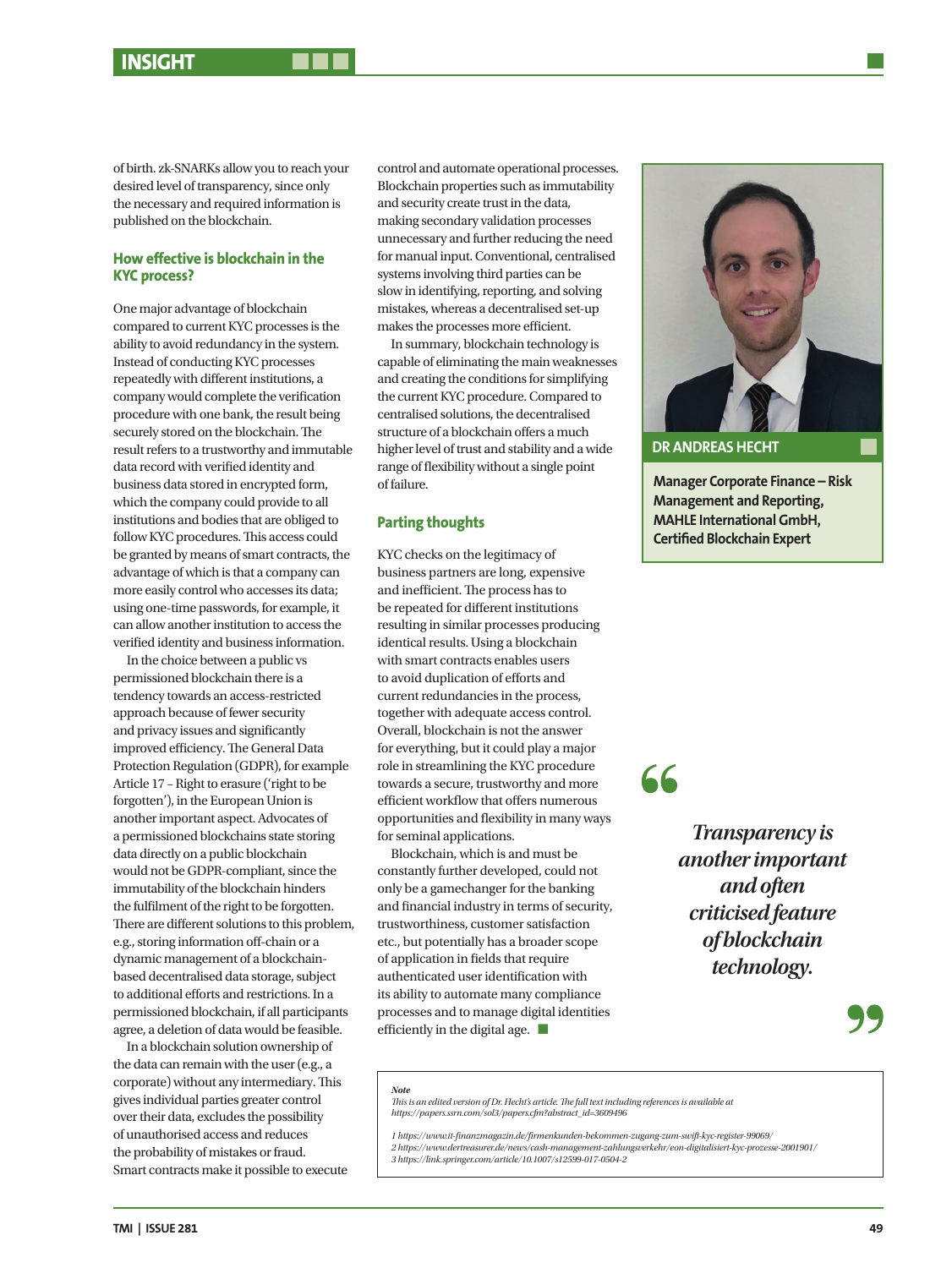of birth. zk-SNARKs allow you to reach your desired level of transparency, since only the necessary and required information is published on the blockchain.

### How effective is blockchain in the KYC process?

One major advantage of blockchain compared to current KYC processes is the ability to avoid redundancy in the system. Instead of conducting KYC processes repeatedly with different institutions, a company would complete the verification procedure with one bank, the result being securely stored on the blockchain. The result refers to a trustworthy and immutable data record with verified identity and business data stored in encrypted form, which the company could provide to all institutions and bodies that are obliged to follow KYC procedures. This access could be granted by means of smart contracts, the advantage of which is that a company can more easily control who accesses its data; using one-time passwords, for example, it can allow another institution to access the verified identity and business information.

In the choice between a public vs permissioned blockchain there is a tendency towards an access-restricted approach because of fewer security and privacy issues and significantly improved efficiency. The General Data Protection Regulation (GDPR), for example Article 17 – Right to erasure ('right to be forgotten'), in the European Union is another important aspect. Advocates of a permissioned blockchains state storing data directly on a public blockchain would not be GDPR-compliant, since the immutability of the blockchain hinders the fulfilment of the right to be forgotten. There are different solutions to this problem, e.g., storing information off-chain or a dynamic management of a blockchain-based decentralised data storage, subject to additional efforts and restrictions. In a permissioned blockchain, if all participants agree, a deletion of data would be feasible.

In a blockchain solution ownership of the data can remain with the user (e.g., a corporate) without any intermediary. This gives individual parties greater control over their data, excludes the possibility of unauthorised access and reduces the probability of mistakes or fraud. Smart contracts make it possible to execute control and automate operational processes. Blockchain properties such as immutability and security create trust in the data, making secondary validation processes unnecessary and further reducing the need for manual input. Conventional, centralised systems involving third parties can be slow in identifying, reporting, and solving mistakes, whereas a decentralised set-up makes the processes more efficient.

In summary, blockchain technology is capable of eliminating the main weaknesses and creating the conditions for simplifying the current KYC procedure. Compared to centralised solutions, the decentralised structure of a blockchain offers a much higher level of trust and stability and a wide range of flexibility without a single point of failure.

### Parting thoughts

KYC checks on the legitimacy of business partners are long, expensive and inefficient. The process has to be repeated for different institutions resulting in similar processes producing identical results. Using a blockchain with smart contracts enables users to avoid duplication of efforts and current redundancies in the process, together with adequate access control. Overall, blockchain is not the answer for everything, but it could play a major role in streamlining the KYC procedure towards a secure, trustworthy and more efficient workflow that offers numerous opportunities and flexibility in many ways for seminal applications.

Blockchain, which is and must be constantly further developed, could not only be a gamechanger for the banking and financial industry in terms of security, trustworthiness, customer satisfaction etc., but potentially has a broader scope of application in fields that require authenticated user identification with its ability to automate many compliance processes and to manage digital identities efficiently in the digital age.

**DR ANDREAS HECHT**

**Manager Corporate Finance – Risk Management and Reporting, MAHLE International GmbH, Certified Blockchain Expert**

> *Transparency is another important and often criticised feature of blockchain technology.*

***Note***

*This is an edited version of Dr. Hecht's article. The full text including references is available at https://papers.ssrn.com/sol3/papers.cfm?abstract_id=3609496*

*1 https://www.it-finanzmagazin.de/firmenkunden-bekommen-zugang-zum-swift-kyc-register-99069/*
*2 https://www.dertreasurer.de/news/cash-management-zahlungsverkehr/eon-digitalisiert-kyc-prozesse-2001901/*
*3 https://link.springer.com/article/10.1007/s12599-017-0504-2*